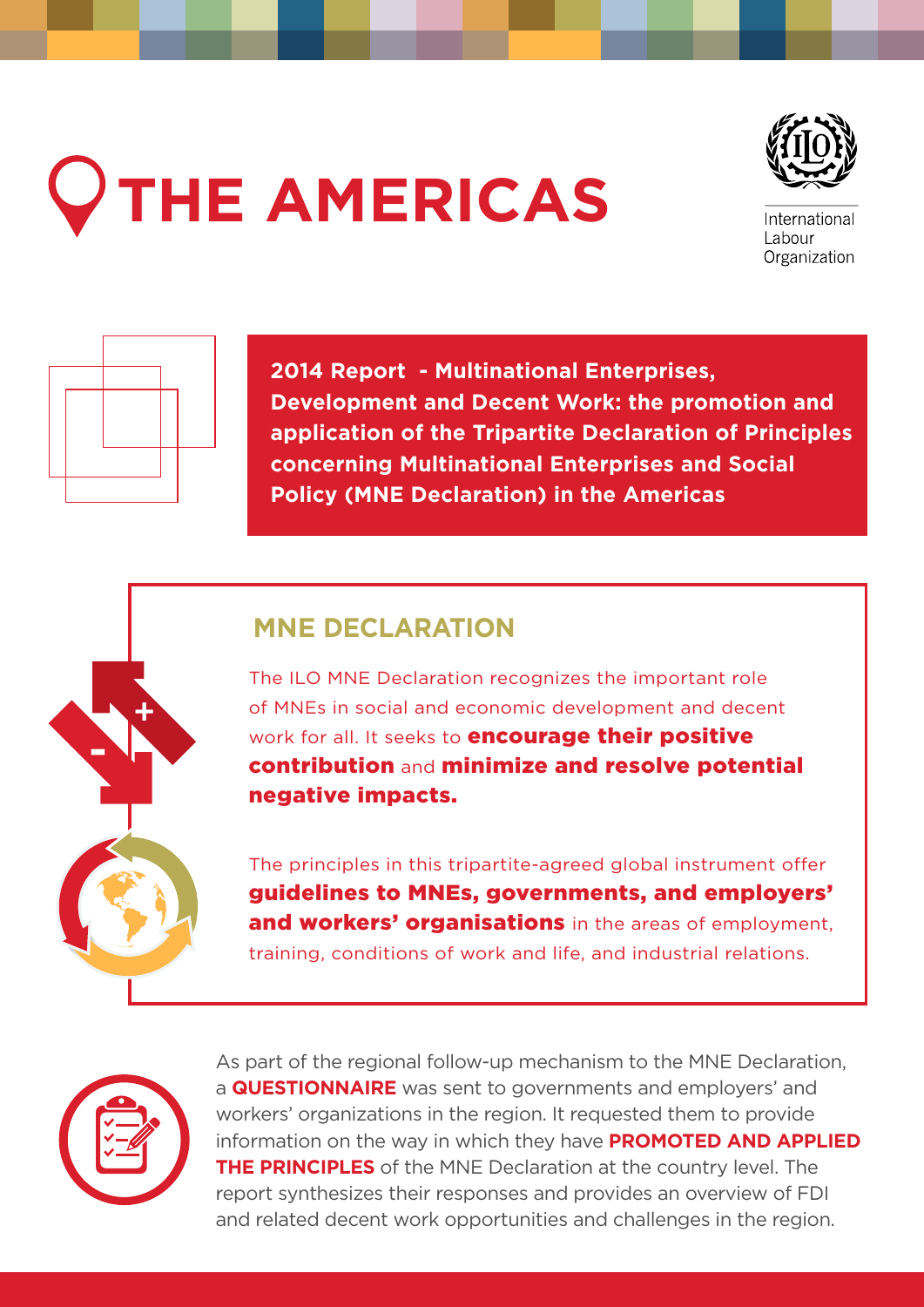# THE AMERICAS

International Labour Organization

**2014 Report - Multinational Enterprises, Development and Decent Work: the promotion and application of the Tripartite Declaration of Principles concerning Multinational Enterprises and Social Policy (MNE Declaration) in the Americas**

## MNE DECLARATION

The ILO MNE Declaration recognizes the important role of MNEs in social and economic development and decent work for all. It seeks to **encourage their positive contribution** and **minimize and resolve potential negative impacts.**

The principles in this tripartite-agreed global instrument offer **guidelines to MNEs, governments, and employers' and workers' organisations** in the areas of employment, training, conditions of work and life, and industrial relations.

As part of the regional follow-up mechanism to the MNE Declaration, a **QUESTIONNAIRE** was sent to governments and employers' and workers' organizations in the region. It requested them to provide information on the way in which they have **PROMOTED AND APPLIED THE PRINCIPLES** of the MNE Declaration at the country level. The report synthesizes their responses and provides an overview of FDI and related decent work opportunities and challenges in the region.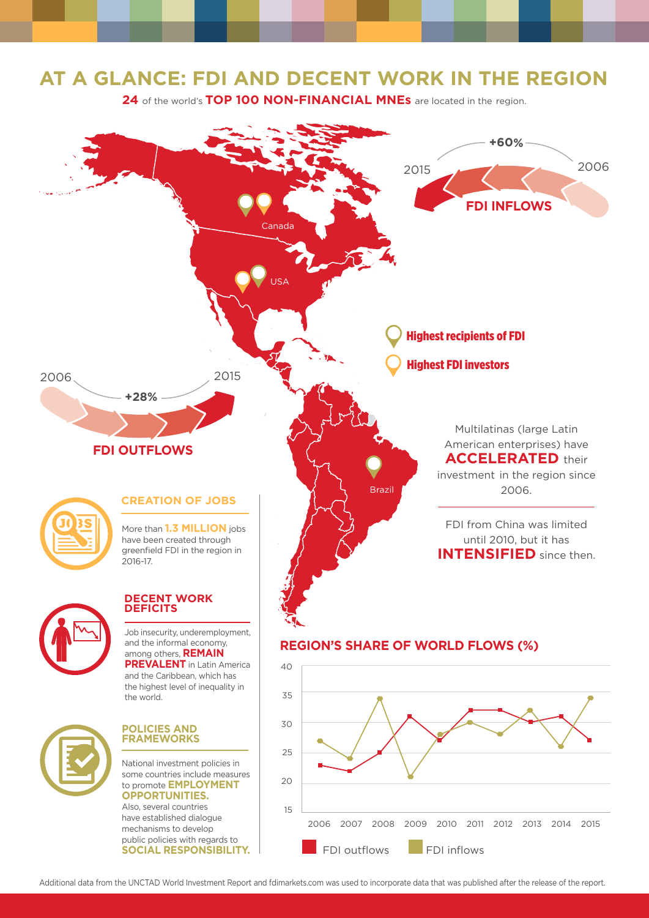# AT A GLANCE: FDI AND DECENT WORK IN THE REGION

**24** of the world's **TOP 100 NON-FINANCIAL MNEs** are located in the region.

**FDI INFLOWS**: 2006 – 2015: **+60%**

**FDI OUTFLOWS**: 2006 – 2015: **+28%**

Canada, USA, Brazil

- Highest recipients of FDI
- Highest FDI investors

Multilatinas (large Latin American enterprises) have **ACCELERATED** their investment in the region since 2006.

FDI from China was limited until 2010, but it has **INTENSIFIED** since then.

### CREATION OF JOBS

More than **1.3 MILLION** jobs have been created through greenfield FDI in the region in 2016-17.

### DECENT WORK DEFICITS

Job insecurity, underemployment, and the informal economy, among others, **REMAIN PREVALENT** in Latin America and the Caribbean, which has the highest level of inequality in the world.

### POLICIES AND FRAMEWORKS

National investment policies in some countries include measures to promote **EMPLOYMENT OPPORTUNITIES.**

Also, several countries have established dialogue mechanisms to develop public policies with regards to **SOCIAL RESPONSIBILITY.**

### REGION'S SHARE OF WORLD FLOWS (%)

| Year | FDI outflows | FDI inflows |
|---|---|---|
| 2006 | 23 | 27 |
| 2007 | 22 | 24 |
| 2008 | 25 | 34 |
| 2009 | 31 | 21 |
| 2010 | 27 | 28 |
| 2011 | 32 | 30 |
| 2012 | 32 | 28 |
| 2013 | 30 | 32 |
| 2014 | 31 | 26 |
| 2015 | 27 | 34 |

Additional data from the UNCTAD World Investment Report and fdimarkets.com was used to incorporate data that was published after the release of the report.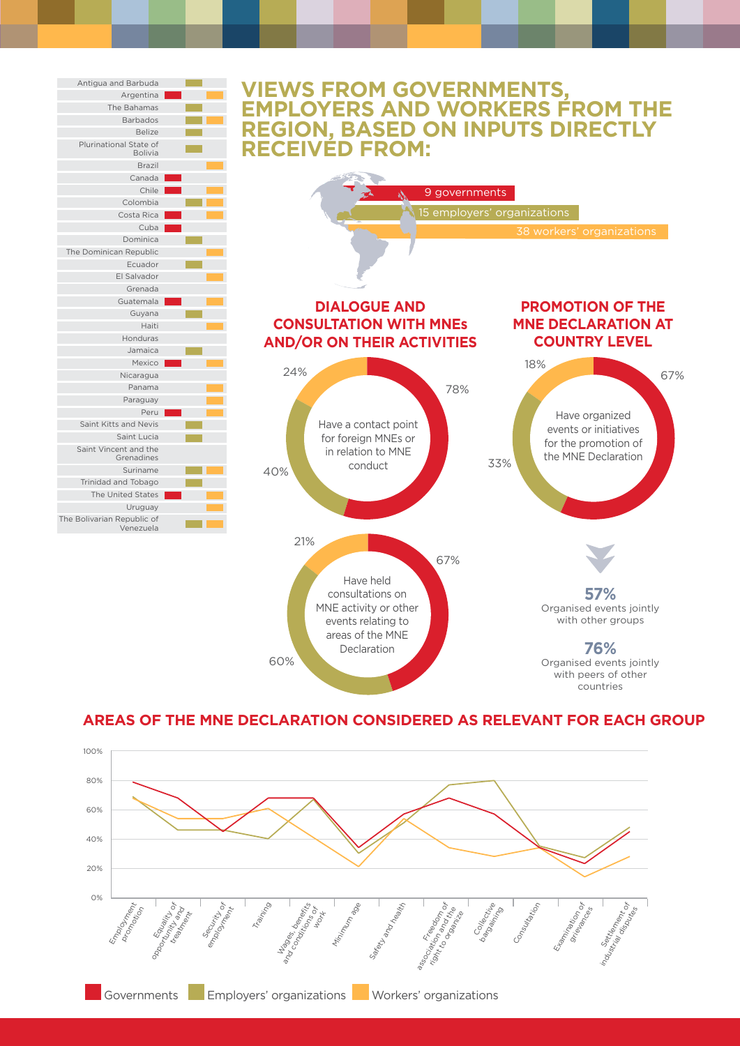| Country | Governments | Employers' organizations | Workers' organizations |
|---|---|---|---|
| Antigua and Barbuda | | ■ | |
| Argentina | ■ | | ■ |
| The Bahamas | | ■ | |
| Barbados | | ■ | ■ |
| Belize | | ■ | |
| Plurinational State of Bolivia | | ■ | |
| Brazil | | | ■ |
| Canada | ■ | | |
| Chile | ■ | | ■ |
| Colombia | | ■ | ■ |
| Costa Rica | ■ | | ■ |
| Cuba | ■ | | |
| Dominica | | ■ | |
| The Dominican Republic | | | ■ |
| Ecuador | | ■ | |
| El Salvador | | | ■ |
| Grenada | | | |
| Guatemala | ■ | | ■ |
| Guyana | | ■ | |
| Haiti | | | ■ |
| Honduras | | | |
| Jamaica | | ■ | |
| Mexico | ■ | | ■ |
| Nicaragua | | | |
| Panama | | | ■ |
| Paraguay | | | ■ |
| Peru | ■ | | ■ |
| Saint Kitts and Nevis | | ■ | |
| Saint Lucia | | ■ | |
| Saint Vincent and the Grenadines | | | |
| Suriname | | ■ | ■ |
| Trinidad and Tobago | | ■ | |
| The United States | ■ | | ■ |
| Uruguay | | | ■ |
| The Bolivarian Republic of Venezuela | | ■ | ■ |

# VIEWS FROM GOVERNMENTS, EMPLOYERS AND WORKERS FROM THE REGION, BASED ON INPUTS DIRECTLY RECEIVED FROM:

- 9 governments
- 15 employers' organizations
- 38 workers' organizations

## DIALOGUE AND CONSULTATION WITH MNEs AND/OR ON THEIR ACTIVITIES

Have a contact point for foreign MNEs or in relation to MNE conduct: 78% (Governments), 40% (Employers' organizations), 24% (Workers' organizations)

Have held consultations on MNE activity or other events relating to areas of the MNE Declaration: 67% (Governments), 60% (Employers' organizations), 21% (Workers' organizations)

## PROMOTION OF THE MNE DECLARATION AT COUNTRY LEVEL

Have organized events or initiatives for the promotion of the MNE Declaration: 67% (Governments), 33% (Employers' organizations), 18% (Workers' organizations)

**57%** Organised events jointly with other groups

**76%** Organised events jointly with peers of other countries

## AREAS OF THE MNE DECLARATION CONSIDERED AS RELEVANT FOR EACH GROUP

| Area | Governments | Employers' organizations | Workers' organizations |
|---|---|---|---|
| Employment promotion | ~79% | ~69% | ~68% |
| Equality of opportunity and treatment | ~68% | ~46% | ~54% |
| Security of employment | ~45% | ~46% | ~54% |
| Training | ~68% | ~40% | ~61% |
| Wages, benefits and conditions of work | ~68% | ~67% | ~41% |
| Minimum age | ~34% | ~30% | ~21% |
| Safety and health | ~57% | ~51% | ~54% |
| Freedom of association and the right to organize | ~68% | ~77% | ~34% |
| Collective bargaining | ~57% | ~80% | ~28% |
| Consultation | ~34% | ~35% | ~34% |
| Examination of grievances | ~23% | ~27% | ~14% |
| Settlement of industrial disputes | ~45% | ~48% | ~28% |

Governments | Employers' organizations | Workers' organizations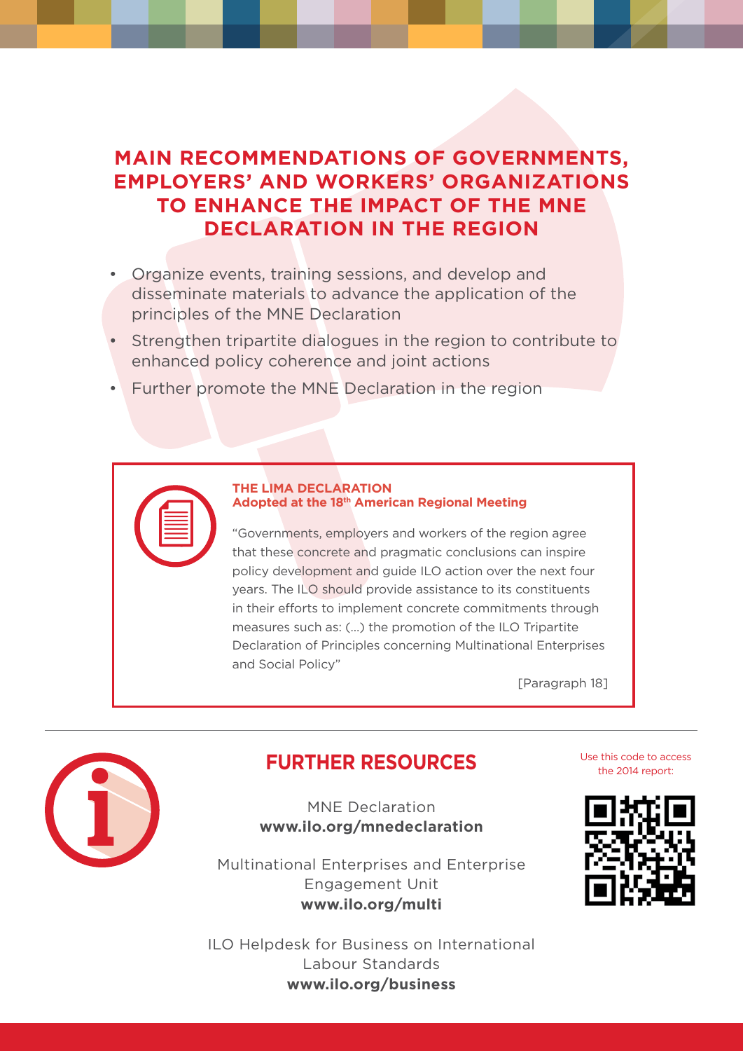## MAIN RECOMMENDATIONS OF GOVERNMENTS, EMPLOYERS' AND WORKERS' ORGANIZATIONS TO ENHANCE THE IMPACT OF THE MNE DECLARATION IN THE REGION

- Organize events, training sessions, and develop and disseminate materials to advance the application of the principles of the MNE Declaration
- Strengthen tripartite dialogues in the region to contribute to enhanced policy coherence and joint actions
- Further promote the MNE Declaration in the region

**THE LIMA DECLARATION**
**Adopted at the 18th American Regional Meeting**

"Governments, employers and workers of the region agree that these concrete and pragmatic conclusions can inspire policy development and guide ILO action over the next four years. The ILO should provide assistance to its constituents in their efforts to implement concrete commitments through measures such as: (...) the promotion of the ILO Tripartite Declaration of Principles concerning Multinational Enterprises and Social Policy"

[Paragraph 18]

## FURTHER RESOURCES

MNE Declaration
**www.ilo.org/mnedeclaration**

Multinational Enterprises and Enterprise Engagement Unit
**www.ilo.org/multi**

ILO Helpdesk for Business on International Labour Standards
**www.ilo.org/business**

Use this code to access the 2014 report: